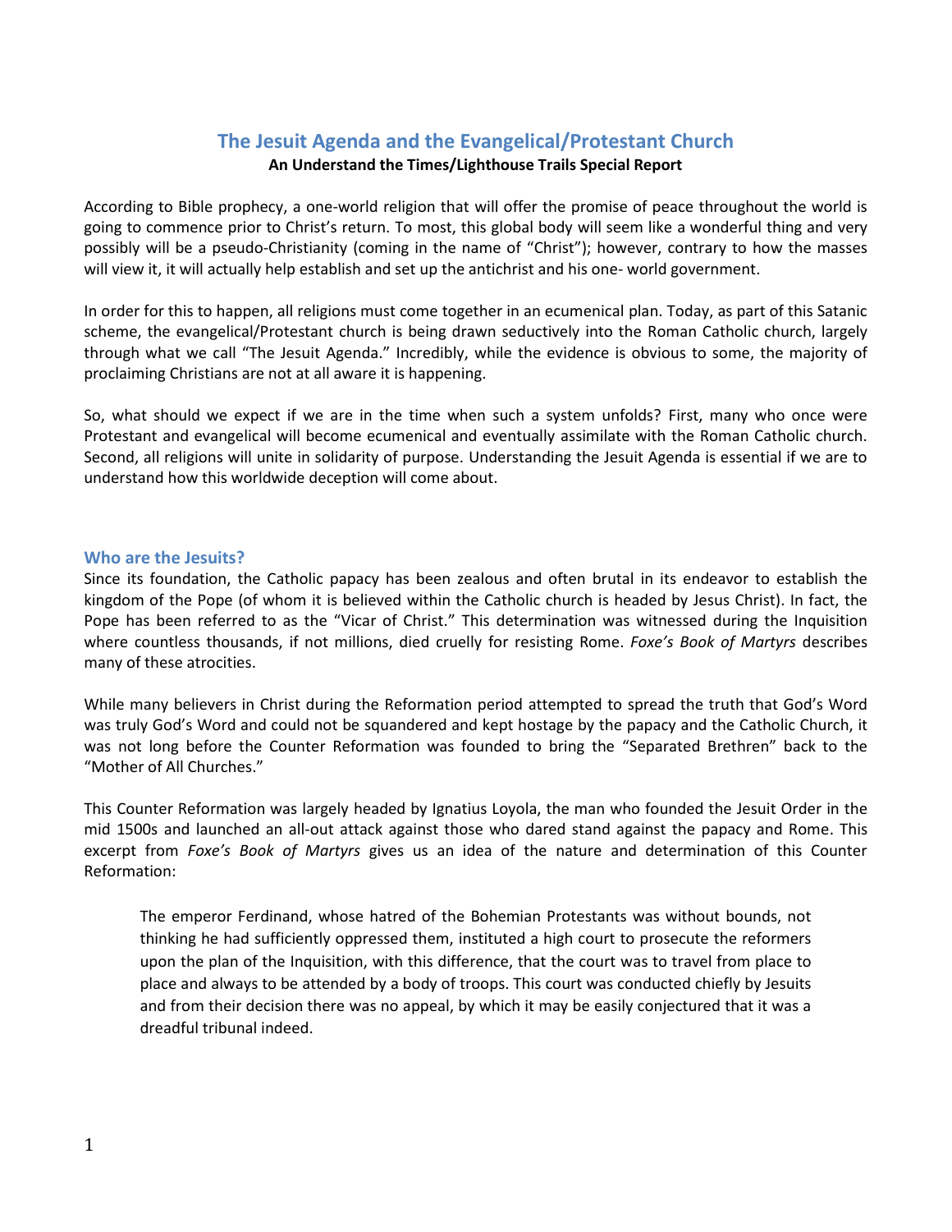# The Jesuit Agenda and the Evangelical/Protestant Church

**An Understand the Times/Lighthouse Trails Special Report**

According to Bible prophecy, a one-world religion that will offer the promise of peace throughout the world is going to commence prior to Christ's return. To most, this global body will seem like a wonderful thing and very possibly will be a pseudo-Christianity (coming in the name of "Christ"); however, contrary to how the masses will view it, it will actually help establish and set up the antichrist and his one- world government.

In order for this to happen, all religions must come together in an ecumenical plan. Today, as part of this Satanic scheme, the evangelical/Protestant church is being drawn seductively into the Roman Catholic church, largely through what we call "The Jesuit Agenda." Incredibly, while the evidence is obvious to some, the majority of proclaiming Christians are not at all aware it is happening.

So, what should we expect if we are in the time when such a system unfolds? First, many who once were Protestant and evangelical will become ecumenical and eventually assimilate with the Roman Catholic church. Second, all religions will unite in solidarity of purpose. Understanding the Jesuit Agenda is essential if we are to understand how this worldwide deception will come about.

## Who are the Jesuits?

Since its foundation, the Catholic papacy has been zealous and often brutal in its endeavor to establish the kingdom of the Pope (of whom it is believed within the Catholic church is headed by Jesus Christ). In fact, the Pope has been referred to as the "Vicar of Christ." This determination was witnessed during the Inquisition where countless thousands, if not millions, died cruelly for resisting Rome. *Foxe's Book of Martyrs* describes many of these atrocities.

While many believers in Christ during the Reformation period attempted to spread the truth that God's Word was truly God's Word and could not be squandered and kept hostage by the papacy and the Catholic Church, it was not long before the Counter Reformation was founded to bring the "Separated Brethren" back to the "Mother of All Churches."

This Counter Reformation was largely headed by Ignatius Loyola, the man who founded the Jesuit Order in the mid 1500s and launched an all-out attack against those who dared stand against the papacy and Rome. This excerpt from *Foxe's Book of Martyrs* gives us an idea of the nature and determination of this Counter Reformation:

> The emperor Ferdinand, whose hatred of the Bohemian Protestants was without bounds, not thinking he had sufficiently oppressed them, instituted a high court to prosecute the reformers upon the plan of the Inquisition, with this difference, that the court was to travel from place to place and always to be attended by a body of troops. This court was conducted chiefly by Jesuits and from their decision there was no appeal, by which it may be easily conjectured that it was a dreadful tribunal indeed.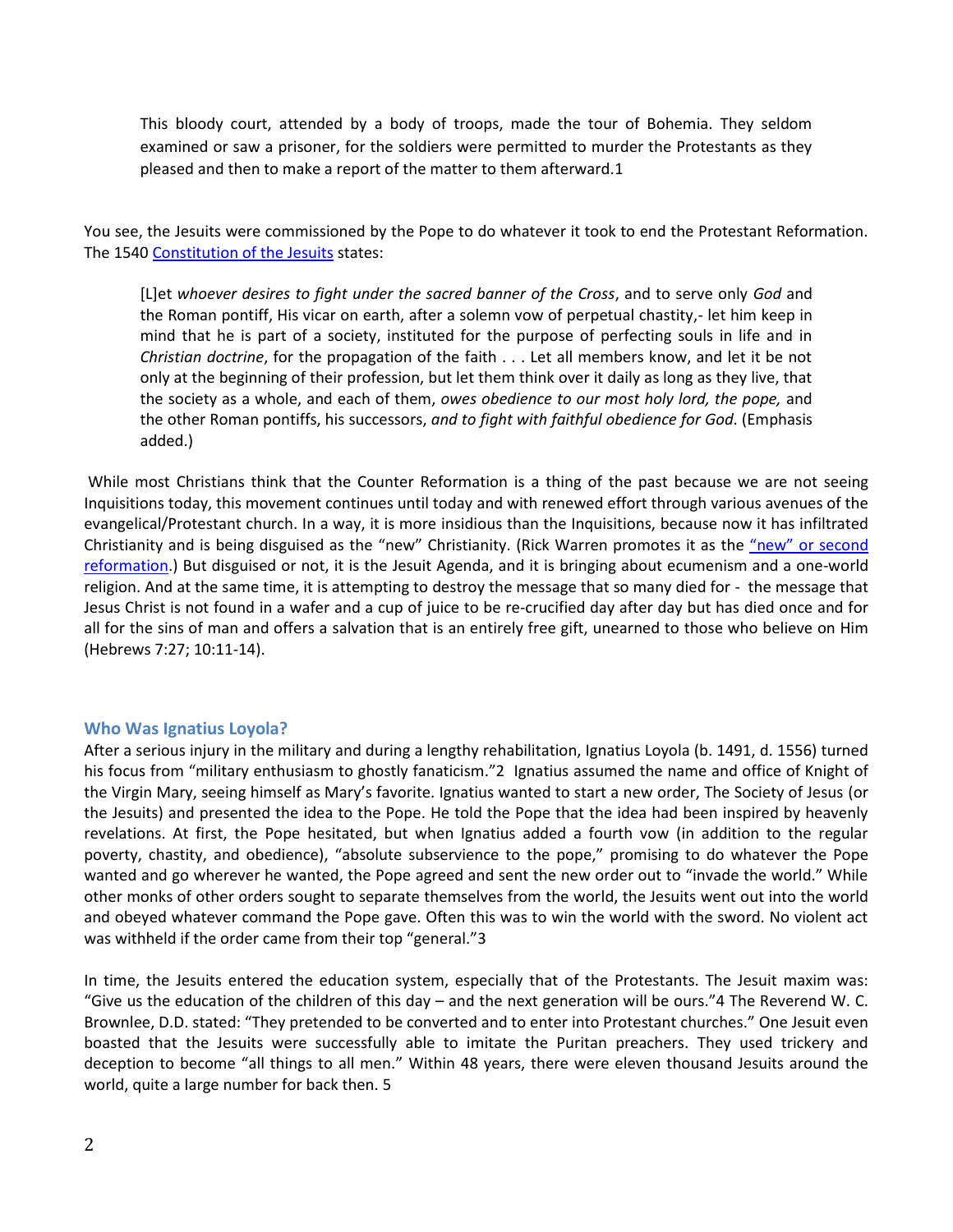> This bloody court, attended by a body of troops, made the tour of Bohemia. They seldom examined or saw a prisoner, for the soldiers were permitted to murder the Protestants as they pleased and then to make a report of the matter to them afterward.1

You see, the Jesuits were commissioned by the Pope to do whatever it took to end the Protestant Reformation. The 1540 Constitution of the Jesuits states:

> [L]et *whoever desires to fight under the sacred banner of the Cross*, and to serve only *God* and the Roman pontiff, His vicar on earth, after a solemn vow of perpetual chastity,- let him keep in mind that he is part of a society, instituted for the purpose of perfecting souls in life and in *Christian doctrine*, for the propagation of the faith . . . Let all members know, and let it be not only at the beginning of their profession, but let them think over it daily as long as they live, that the society as a whole, and each of them, *owes obedience to our most holy lord, the pope,* and the other Roman pontiffs, his successors, *and to fight with faithful obedience for God*. (Emphasis added.)

While most Christians think that the Counter Reformation is a thing of the past because we are not seeing Inquisitions today, this movement continues until today and with renewed effort through various avenues of the evangelical/Protestant church. In a way, it is more insidious than the Inquisitions, because now it has infiltrated Christianity and is being disguised as the "new" Christianity. (Rick Warren promotes it as the "new" or second reformation.) But disguised or not, it is the Jesuit Agenda, and it is bringing about ecumenism and a one-world religion. And at the same time, it is attempting to destroy the message that so many died for - the message that Jesus Christ is not found in a wafer and a cup of juice to be re-crucified day after day but has died once and for all for the sins of man and offers a salvation that is an entirely free gift, unearned to those who believe on Him (Hebrews 7:27; 10:11-14).

### Who Was Ignatius Loyola?

After a serious injury in the military and during a lengthy rehabilitation, Ignatius Loyola (b. 1491, d. 1556) turned his focus from "military enthusiasm to ghostly fanaticism."2 Ignatius assumed the name and office of Knight of the Virgin Mary, seeing himself as Mary's favorite. Ignatius wanted to start a new order, The Society of Jesus (or the Jesuits) and presented the idea to the Pope. He told the Pope that the idea had been inspired by heavenly revelations. At first, the Pope hesitated, but when Ignatius added a fourth vow (in addition to the regular poverty, chastity, and obedience), "absolute subservience to the pope," promising to do whatever the Pope wanted and go wherever he wanted, the Pope agreed and sent the new order out to "invade the world." While other monks of other orders sought to separate themselves from the world, the Jesuits went out into the world and obeyed whatever command the Pope gave. Often this was to win the world with the sword. No violent act was withheld if the order came from their top "general."3

In time, the Jesuits entered the education system, especially that of the Protestants. The Jesuit maxim was: "Give us the education of the children of this day – and the next generation will be ours."4 The Reverend W. C. Brownlee, D.D. stated: "They pretended to be converted and to enter into Protestant churches." One Jesuit even boasted that the Jesuits were successfully able to imitate the Puritan preachers. They used trickery and deception to become "all things to all men." Within 48 years, there were eleven thousand Jesuits around the world, quite a large number for back then. 5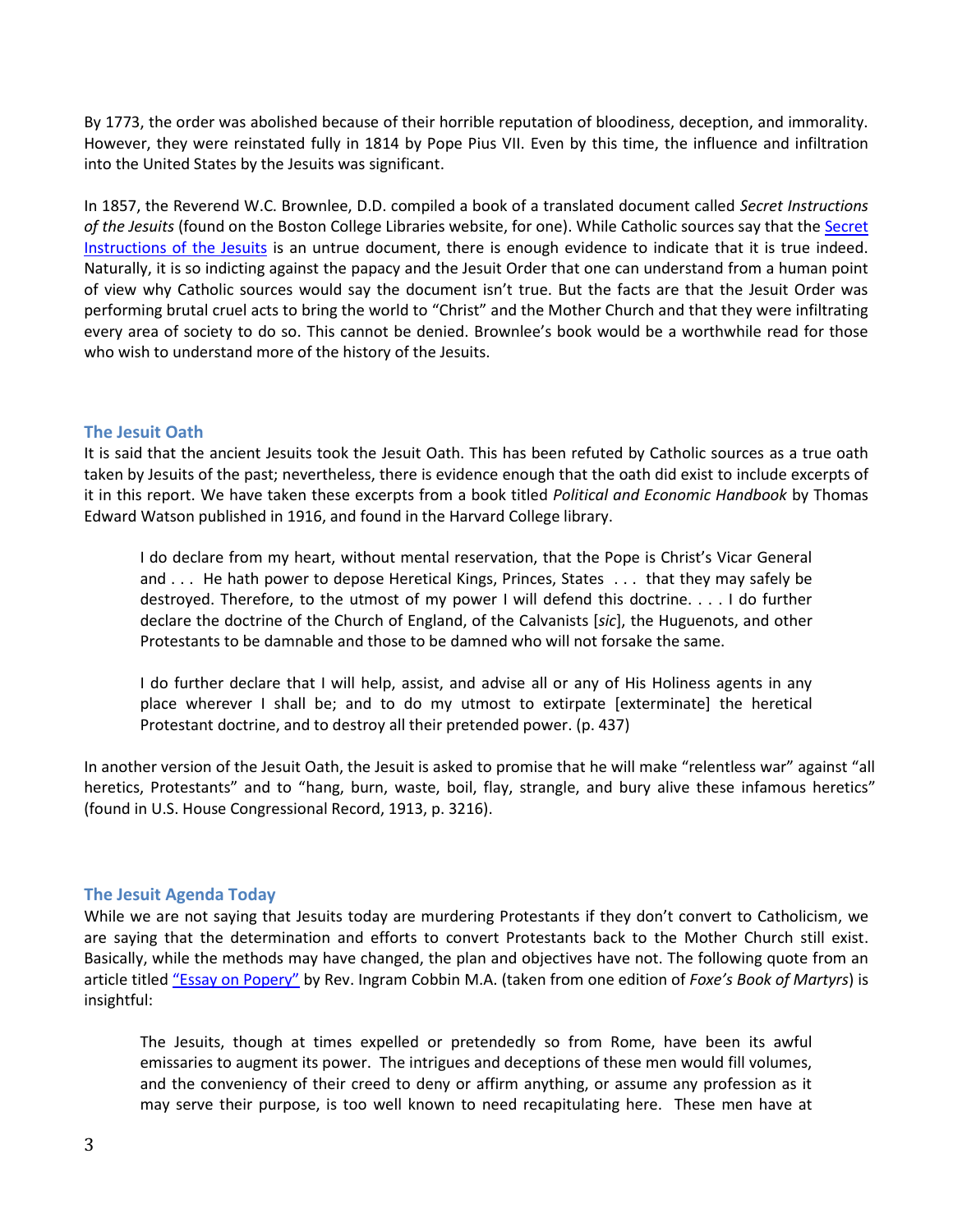By 1773, the order was abolished because of their horrible reputation of bloodiness, deception, and immorality. However, they were reinstated fully in 1814 by Pope Pius VII. Even by this time, the influence and infiltration into the United States by the Jesuits was significant.

In 1857, the Reverend W.C. Brownlee, D.D. compiled a book of a translated document called *Secret Instructions of the Jesuits* (found on the Boston College Libraries website, for one). While Catholic sources say that the Secret Instructions of the Jesuits is an untrue document, there is enough evidence to indicate that it is true indeed. Naturally, it is so indicting against the papacy and the Jesuit Order that one can understand from a human point of view why Catholic sources would say the document isn't true. But the facts are that the Jesuit Order was performing brutal cruel acts to bring the world to "Christ" and the Mother Church and that they were infiltrating every area of society to do so. This cannot be denied. Brownlee's book would be a worthwhile read for those who wish to understand more of the history of the Jesuits.

## The Jesuit Oath

It is said that the ancient Jesuits took the Jesuit Oath. This has been refuted by Catholic sources as a true oath taken by Jesuits of the past; nevertheless, there is evidence enough that the oath did exist to include excerpts of it in this report. We have taken these excerpts from a book titled *Political and Economic Handbook* by Thomas Edward Watson published in 1916, and found in the Harvard College library.

> I do declare from my heart, without mental reservation, that the Pope is Christ's Vicar General and . . . He hath power to depose Heretical Kings, Princes, States . . . that they may safely be destroyed. Therefore, to the utmost of my power I will defend this doctrine. . . . I do further declare the doctrine of the Church of England, of the Calvanists [*sic*], the Huguenots, and other Protestants to be damnable and those to be damned who will not forsake the same.
>
> I do further declare that I will help, assist, and advise all or any of His Holiness agents in any place wherever I shall be; and to do my utmost to extirpate [exterminate] the heretical Protestant doctrine, and to destroy all their pretended power. (p. 437)

In another version of the Jesuit Oath, the Jesuit is asked to promise that he will make "relentless war" against "all heretics, Protestants" and to "hang, burn, waste, boil, flay, strangle, and bury alive these infamous heretics" (found in U.S. House Congressional Record, 1913, p. 3216).

## The Jesuit Agenda Today

While we are not saying that Jesuits today are murdering Protestants if they don't convert to Catholicism, we are saying that the determination and efforts to convert Protestants back to the Mother Church still exist. Basically, while the methods may have changed, the plan and objectives have not. The following quote from an article titled "Essay on Popery" by Rev. Ingram Cobbin M.A. (taken from one edition of *Foxe's Book of Martyrs*) is insightful:

> The Jesuits, though at times expelled or pretendedly so from Rome, have been its awful emissaries to augment its power. The intrigues and deceptions of these men would fill volumes, and the conveniency of their creed to deny or affirm anything, or assume any profession as it may serve their purpose, is too well known to need recapitulating here. These men have at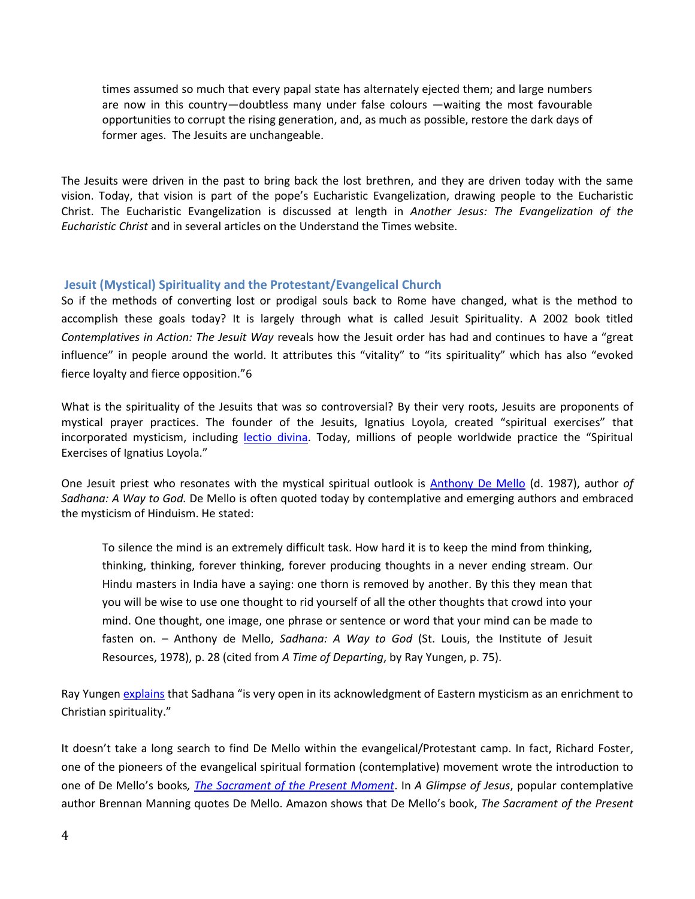> times assumed so much that every papal state has alternately ejected them; and large numbers are now in this country—doubtless many under false colours —waiting the most favourable opportunities to corrupt the rising generation, and, as much as possible, restore the dark days of former ages. The Jesuits are unchangeable.

The Jesuits were driven in the past to bring back the lost brethren, and they are driven today with the same vision. Today, that vision is part of the pope's Eucharistic Evangelization, drawing people to the Eucharistic Christ. The Eucharistic Evangelization is discussed at length in *Another Jesus: The Evangelization of the Eucharistic Christ* and in several articles on the Understand the Times website.

## Jesuit (Mystical) Spirituality and the Protestant/Evangelical Church

So if the methods of converting lost or prodigal souls back to Rome have changed, what is the method to accomplish these goals today? It is largely through what is called Jesuit Spirituality. A 2002 book titled *Contemplatives in Action: The Jesuit Way* reveals how the Jesuit order has had and continues to have a "great influence" in people around the world. It attributes this "vitality" to "its spirituality" which has also "evoked fierce loyalty and fierce opposition."6

What is the spirituality of the Jesuits that was so controversial? By their very roots, Jesuits are proponents of mystical prayer practices. The founder of the Jesuits, Ignatius Loyola, created "spiritual exercises" that incorporated mysticism, including lectio divina. Today, millions of people worldwide practice the "Spiritual Exercises of Ignatius Loyola."

One Jesuit priest who resonates with the mystical spiritual outlook is Anthony De Mello (d. 1987), author *of Sadhana: A Way to God.* De Mello is often quoted today by contemplative and emerging authors and embraced the mysticism of Hinduism. He stated:

> To silence the mind is an extremely difficult task. How hard it is to keep the mind from thinking, thinking, thinking, forever thinking, forever producing thoughts in a never ending stream. Our Hindu masters in India have a saying: one thorn is removed by another. By this they mean that you will be wise to use one thought to rid yourself of all the other thoughts that crowd into your mind. One thought, one image, one phrase or sentence or word that your mind can be made to fasten on. – Anthony de Mello, *Sadhana: A Way to God* (St. Louis, the Institute of Jesuit Resources, 1978), p. 28 (cited from *A Time of Departing*, by Ray Yungen, p. 75).

Ray Yungen explains that Sadhana "is very open in its acknowledgment of Eastern mysticism as an enrichment to Christian spirituality."

It doesn't take a long search to find De Mello within the evangelical/Protestant camp. In fact, Richard Foster, one of the pioneers of the evangelical spiritual formation (contemplative) movement wrote the introduction to one of De Mello's books*, The Sacrament of the Present Moment*. In *A Glimpse of Jesus*, popular contemplative author Brennan Manning quotes De Mello. Amazon shows that De Mello's book, *The Sacrament of the Present*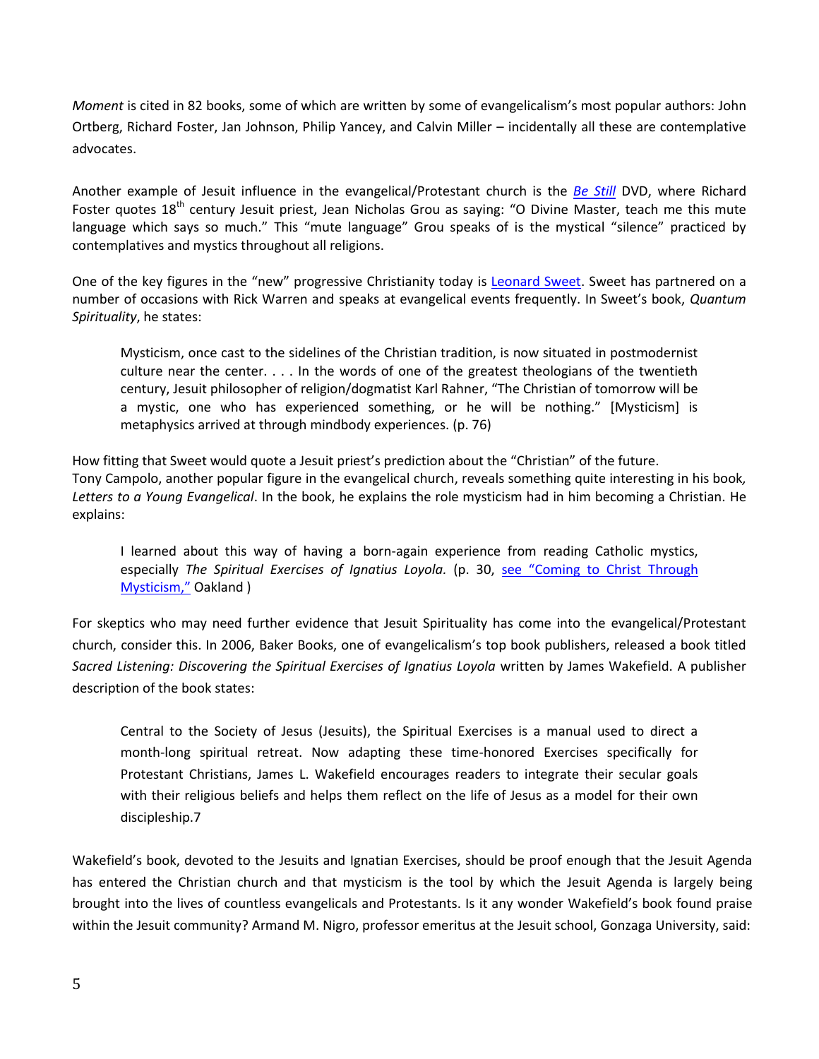*Moment* is cited in 82 books, some of which are written by some of evangelicalism's most popular authors: John Ortberg, Richard Foster, Jan Johnson, Philip Yancey, and Calvin Miller – incidentally all these are contemplative advocates.

Another example of Jesuit influence in the evangelical/Protestant church is the *Be Still* DVD, where Richard Foster quotes 18th century Jesuit priest, Jean Nicholas Grou as saying: "O Divine Master, teach me this mute language which says so much." This "mute language" Grou speaks of is the mystical "silence" practiced by contemplatives and mystics throughout all religions.

One of the key figures in the "new" progressive Christianity today is Leonard Sweet. Sweet has partnered on a number of occasions with Rick Warren and speaks at evangelical events frequently. In Sweet's book, *Quantum Spirituality*, he states:

> Mysticism, once cast to the sidelines of the Christian tradition, is now situated in postmodernist culture near the center. . . . In the words of one of the greatest theologians of the twentieth century, Jesuit philosopher of religion/dogmatist Karl Rahner, "The Christian of tomorrow will be a mystic, one who has experienced something, or he will be nothing." [Mysticism] is metaphysics arrived at through mindbody experiences. (p. 76)

How fitting that Sweet would quote a Jesuit priest's prediction about the "Christian" of the future.
Tony Campolo, another popular figure in the evangelical church, reveals something quite interesting in his book, *Letters to a Young Evangelical*. In the book, he explains the role mysticism had in him becoming a Christian. He explains:

> I learned about this way of having a born-again experience from reading Catholic mystics, especially *The Spiritual Exercises of Ignatius Loyola.* (p. 30, see "Coming to Christ Through Mysticism," Oakland )

For skeptics who may need further evidence that Jesuit Spirituality has come into the evangelical/Protestant church, consider this. In 2006, Baker Books, one of evangelicalism's top book publishers, released a book titled *Sacred Listening: Discovering the Spiritual Exercises of Ignatius Loyola* written by James Wakefield. A publisher description of the book states:

> Central to the Society of Jesus (Jesuits), the Spiritual Exercises is a manual used to direct a month-long spiritual retreat. Now adapting these time-honored Exercises specifically for Protestant Christians, James L. Wakefield encourages readers to integrate their secular goals with their religious beliefs and helps them reflect on the life of Jesus as a model for their own discipleship.7

Wakefield's book, devoted to the Jesuits and Ignatian Exercises, should be proof enough that the Jesuit Agenda has entered the Christian church and that mysticism is the tool by which the Jesuit Agenda is largely being brought into the lives of countless evangelicals and Protestants. Is it any wonder Wakefield's book found praise within the Jesuit community? Armand M. Nigro, professor emeritus at the Jesuit school, Gonzaga University, said: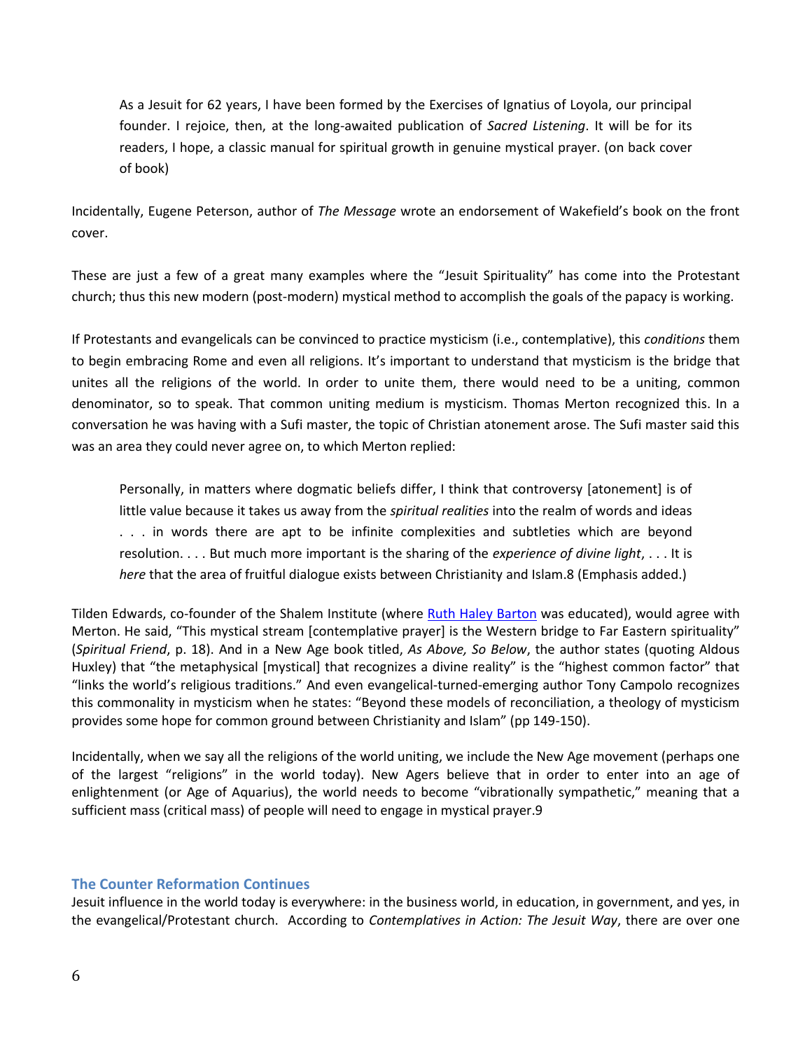> As a Jesuit for 62 years, I have been formed by the Exercises of Ignatius of Loyola, our principal founder. I rejoice, then, at the long-awaited publication of *Sacred Listening*. It will be for its readers, I hope, a classic manual for spiritual growth in genuine mystical prayer. (on back cover of book)

Incidentally, Eugene Peterson, author of *The Message* wrote an endorsement of Wakefield's book on the front cover.

These are just a few of a great many examples where the "Jesuit Spirituality" has come into the Protestant church; thus this new modern (post-modern) mystical method to accomplish the goals of the papacy is working.

If Protestants and evangelicals can be convinced to practice mysticism (i.e., contemplative), this *conditions* them to begin embracing Rome and even all religions. It's important to understand that mysticism is the bridge that unites all the religions of the world. In order to unite them, there would need to be a uniting, common denominator, so to speak. That common uniting medium is mysticism. Thomas Merton recognized this. In a conversation he was having with a Sufi master, the topic of Christian atonement arose. The Sufi master said this was an area they could never agree on, to which Merton replied:

> Personally, in matters where dogmatic beliefs differ, I think that controversy [atonement] is of little value because it takes us away from the *spiritual realities* into the realm of words and ideas . . . in words there are apt to be infinite complexities and subtleties which are beyond resolution. . . . But much more important is the sharing of the *experience of divine light*, . . . It is *here* that the area of fruitful dialogue exists between Christianity and Islam.8 (Emphasis added.)

Tilden Edwards, co-founder of the Shalem Institute (where Ruth Haley Barton was educated), would agree with Merton. He said, "This mystical stream [contemplative prayer] is the Western bridge to Far Eastern spirituality" (*Spiritual Friend*, p. 18). And in a New Age book titled, *As Above, So Below*, the author states (quoting Aldous Huxley) that "the metaphysical [mystical] that recognizes a divine reality" is the "highest common factor" that "links the world's religious traditions." And even evangelical-turned-emerging author Tony Campolo recognizes this commonality in mysticism when he states: "Beyond these models of reconciliation, a theology of mysticism provides some hope for common ground between Christianity and Islam" (pp 149-150).

Incidentally, when we say all the religions of the world uniting, we include the New Age movement (perhaps one of the largest "religions" in the world today). New Agers believe that in order to enter into an age of enlightenment (or Age of Aquarius), the world needs to become "vibrationally sympathetic," meaning that a sufficient mass (critical mass) of people will need to engage in mystical prayer.9

## The Counter Reformation Continues

Jesuit influence in the world today is everywhere: in the business world, in education, in government, and yes, in the evangelical/Protestant church. According to *Contemplatives in Action: The Jesuit Way*, there are over one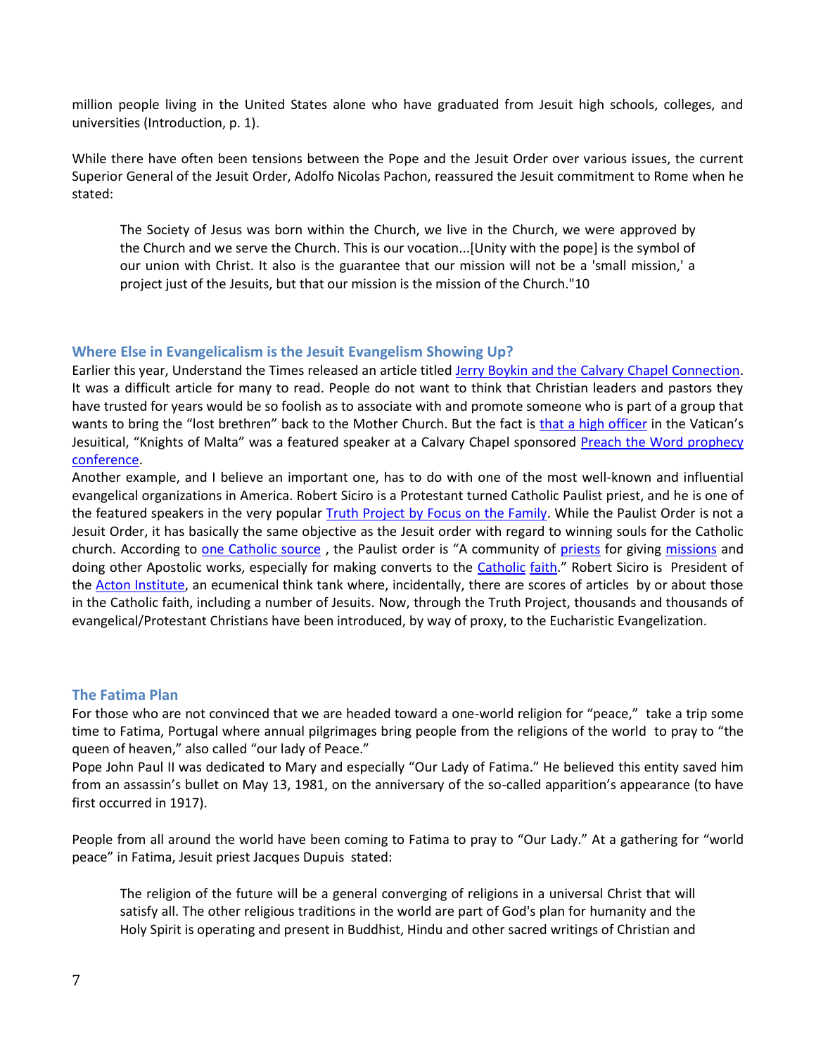million people living in the United States alone who have graduated from Jesuit high schools, colleges, and universities (Introduction, p. 1).

While there have often been tensions between the Pope and the Jesuit Order over various issues, the current Superior General of the Jesuit Order, Adolfo Nicolas Pachon, reassured the Jesuit commitment to Rome when he stated:

> The Society of Jesus was born within the Church, we live in the Church, we were approved by the Church and we serve the Church. This is our vocation...[Unity with the pope] is the symbol of our union with Christ. It also is the guarantee that our mission will not be a 'small mission,' a project just of the Jesuits, but that our mission is the mission of the Church."10

### Where Else in Evangelicalism is the Jesuit Evangelism Showing Up?

Earlier this year, Understand the Times released an article titled Jerry Boykin and the Calvary Chapel Connection. It was a difficult article for many to read. People do not want to think that Christian leaders and pastors they have trusted for years would be so foolish as to associate with and promote someone who is part of a group that wants to bring the "lost brethren" back to the Mother Church. But the fact is that a high officer in the Vatican's Jesuitical, "Knights of Malta" was a featured speaker at a Calvary Chapel sponsored Preach the Word prophecy conference.

Another example, and I believe an important one, has to do with one of the most well-known and influential evangelical organizations in America. Robert Siciro is a Protestant turned Catholic Paulist priest, and he is one of the featured speakers in the very popular Truth Project by Focus on the Family. While the Paulist Order is not a Jesuit Order, it has basically the same objective as the Jesuit order with regard to winning souls for the Catholic church. According to one Catholic source , the Paulist order is "A community of priests for giving missions and doing other Apostolic works, especially for making converts to the Catholic faith." Robert Siciro is President of the Acton Institute, an ecumenical think tank where, incidentally, there are scores of articles by or about those in the Catholic faith, including a number of Jesuits. Now, through the Truth Project, thousands and thousands of evangelical/Protestant Christians have been introduced, by way of proxy, to the Eucharistic Evangelization.

### The Fatima Plan

For those who are not convinced that we are headed toward a one-world religion for "peace," take a trip some time to Fatima, Portugal where annual pilgrimages bring people from the religions of the world to pray to "the queen of heaven," also called "our lady of Peace."

Pope John Paul II was dedicated to Mary and especially "Our Lady of Fatima." He believed this entity saved him from an assassin's bullet on May 13, 1981, on the anniversary of the so-called apparition's appearance (to have first occurred in 1917).

People from all around the world have been coming to Fatima to pray to "Our Lady." At a gathering for "world peace" in Fatima, Jesuit priest Jacques Dupuis stated:

> The religion of the future will be a general converging of religions in a universal Christ that will satisfy all. The other religious traditions in the world are part of God's plan for humanity and the Holy Spirit is operating and present in Buddhist, Hindu and other sacred writings of Christian and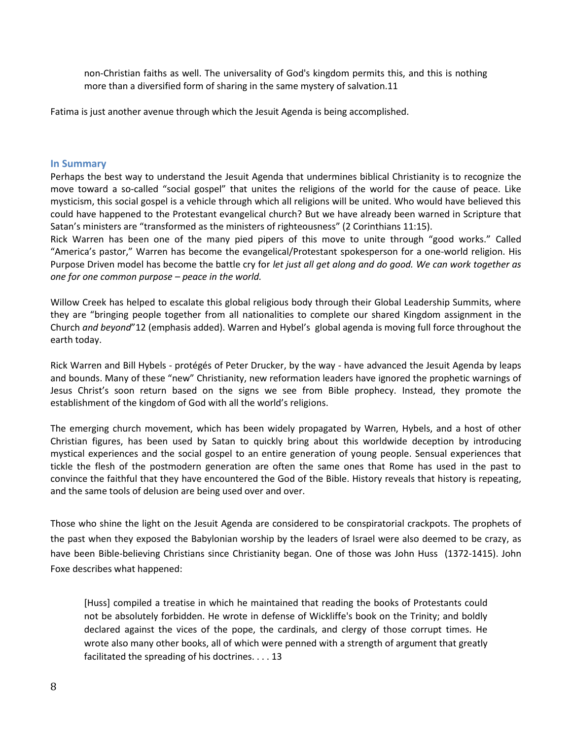> non-Christian faiths as well. The universality of God's kingdom permits this, and this is nothing more than a diversified form of sharing in the same mystery of salvation.11

Fatima is just another avenue through which the Jesuit Agenda is being accomplished.

### In Summary

Perhaps the best way to understand the Jesuit Agenda that undermines biblical Christianity is to recognize the move toward a so-called "social gospel" that unites the religions of the world for the cause of peace. Like mysticism, this social gospel is a vehicle through which all religions will be united. Who would have believed this could have happened to the Protestant evangelical church? But we have already been warned in Scripture that Satan's ministers are "transformed as the ministers of righteousness" (2 Corinthians 11:15).

Rick Warren has been one of the many pied pipers of this move to unite through "good works." Called "America's pastor," Warren has become the evangelical/Protestant spokesperson for a one-world religion. His Purpose Driven model has become the battle cry for *let just all get along and do good. We can work together as one for one common purpose – peace in the world.*

Willow Creek has helped to escalate this global religious body through their Global Leadership Summits, where they are "bringing people together from all nationalities to complete our shared Kingdom assignment in the Church *and beyond*"12 (emphasis added). Warren and Hybel's global agenda is moving full force throughout the earth today.

Rick Warren and Bill Hybels - protégés of Peter Drucker, by the way - have advanced the Jesuit Agenda by leaps and bounds. Many of these "new" Christianity, new reformation leaders have ignored the prophetic warnings of Jesus Christ's soon return based on the signs we see from Bible prophecy. Instead, they promote the establishment of the kingdom of God with all the world's religions.

The emerging church movement, which has been widely propagated by Warren, Hybels, and a host of other Christian figures, has been used by Satan to quickly bring about this worldwide deception by introducing mystical experiences and the social gospel to an entire generation of young people. Sensual experiences that tickle the flesh of the postmodern generation are often the same ones that Rome has used in the past to convince the faithful that they have encountered the God of the Bible. History reveals that history is repeating, and the same tools of delusion are being used over and over.

Those who shine the light on the Jesuit Agenda are considered to be conspiratorial crackpots. The prophets of the past when they exposed the Babylonian worship by the leaders of Israel were also deemed to be crazy, as have been Bible-believing Christians since Christianity began. One of those was John Huss (1372-1415). John Foxe describes what happened:

> [Huss] compiled a treatise in which he maintained that reading the books of Protestants could not be absolutely forbidden. He wrote in defense of Wickliffe's book on the Trinity; and boldly declared against the vices of the pope, the cardinals, and clergy of those corrupt times. He wrote also many other books, all of which were penned with a strength of argument that greatly facilitated the spreading of his doctrines. . . . 13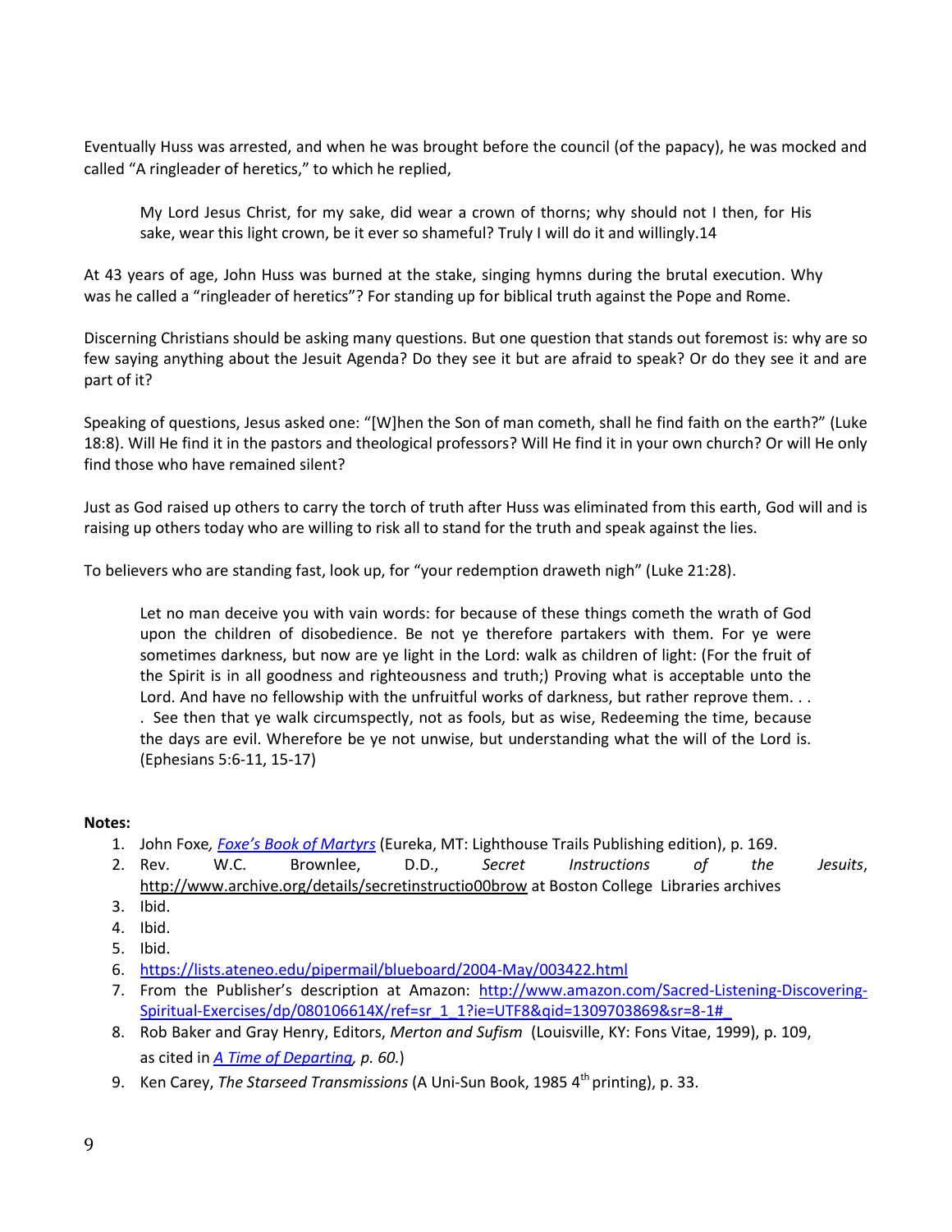Eventually Huss was arrested, and when he was brought before the council (of the papacy), he was mocked and called "A ringleader of heretics," to which he replied,

> My Lord Jesus Christ, for my sake, did wear a crown of thorns; why should not I then, for His sake, wear this light crown, be it ever so shameful? Truly I will do it and willingly.14

At 43 years of age, John Huss was burned at the stake, singing hymns during the brutal execution. Why was he called a "ringleader of heretics"? For standing up for biblical truth against the Pope and Rome.

Discerning Christians should be asking many questions. But one question that stands out foremost is: why are so few saying anything about the Jesuit Agenda? Do they see it but are afraid to speak? Or do they see it and are part of it?

Speaking of questions, Jesus asked one: "[W]hen the Son of man cometh, shall he find faith on the earth?" (Luke 18:8). Will He find it in the pastors and theological professors? Will He find it in your own church? Or will He only find those who have remained silent?

Just as God raised up others to carry the torch of truth after Huss was eliminated from this earth, God will and is raising up others today who are willing to risk all to stand for the truth and speak against the lies.

To believers who are standing fast, look up, for "your redemption draweth nigh" (Luke 21:28).

> Let no man deceive you with vain words: for because of these things cometh the wrath of God upon the children of disobedience. Be not ye therefore partakers with them. For ye were sometimes darkness, but now are ye light in the Lord: walk as children of light: (For the fruit of the Spirit is in all goodness and righteousness and truth;) Proving what is acceptable unto the Lord. And have no fellowship with the unfruitful works of darkness, but rather reprove them. . . . See then that ye walk circumspectly, not as fools, but as wise, Redeeming the time, because the days are evil. Wherefore be ye not unwise, but understanding what the will of the Lord is. (Ephesians 5:6-11, 15-17)

**Notes:**

1. John Foxe, *Foxe's Book of Martyrs* (Eureka, MT: Lighthouse Trails Publishing edition), p. 169.
2. Rev. W.C. Brownlee, D.D., *Secret Instructions of the Jesuits*, http://www.archive.org/details/secretinstructio00brow at Boston College Libraries archives
3. Ibid.
4. Ibid.
5. Ibid.
6. https://lists.ateneo.edu/pipermail/blueboard/2004-May/003422.html
7. From the Publisher's description at Amazon: http://www.amazon.com/Sacred-Listening-Discovering-Spiritual-Exercises/dp/080106614X/ref=sr_1_1?ie=UTF8&qid=1309703869&sr=8-1#_
8. Rob Baker and Gray Henry, Editors, *Merton and Sufism* (Louisville, KY: Fons Vitae, 1999), p. 109, as cited in *A Time of Departing, p. 60.*)
9. Ken Carey, *The Starseed Transmissions* (A Uni-Sun Book, 1985 4th printing), p. 33.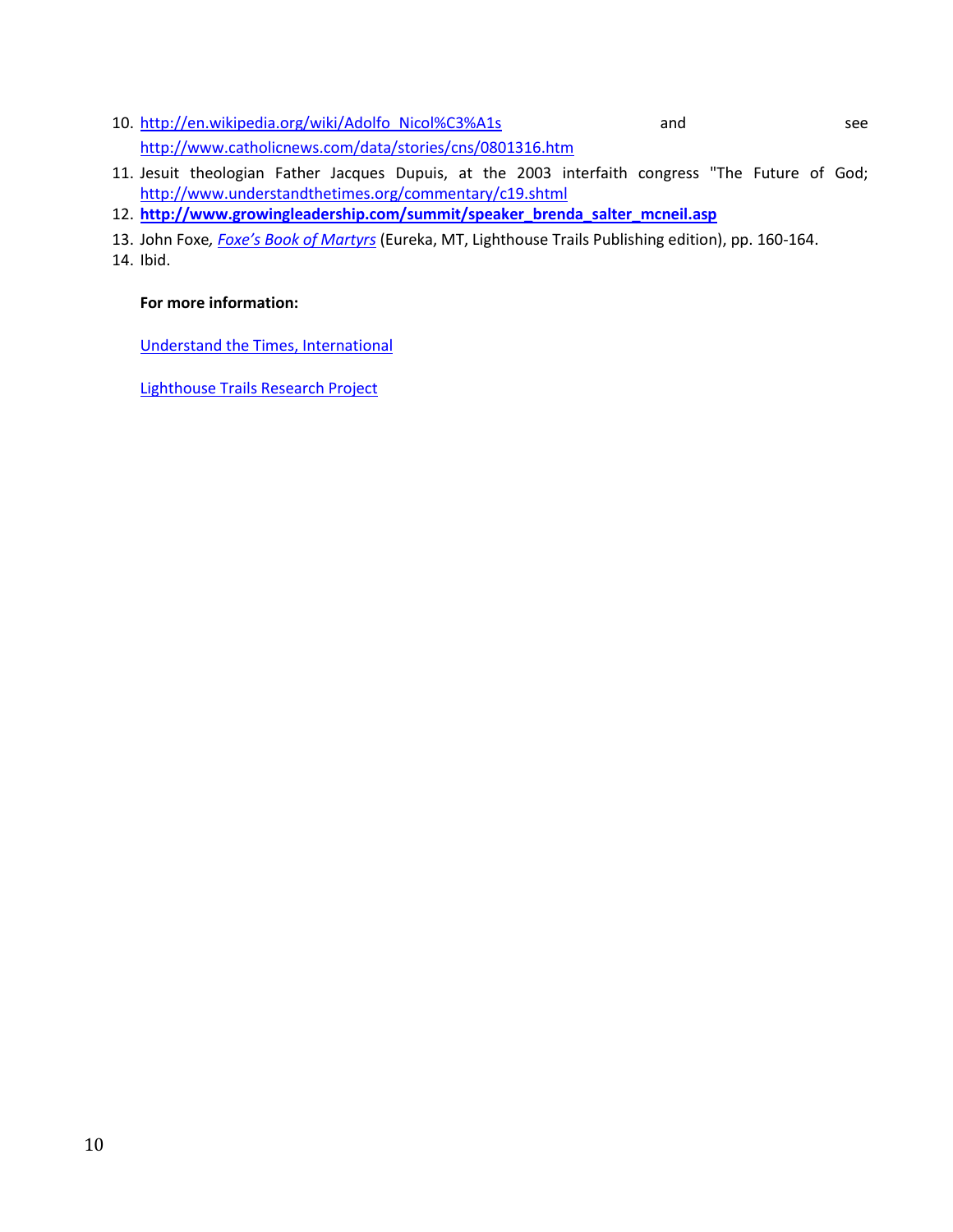10. http://en.wikipedia.org/wiki/Adolfo_Nicol%C3%A1s and see http://www.catholicnews.com/data/stories/cns/0801316.htm
11. Jesuit theologian Father Jacques Dupuis, at the 2003 interfaith congress "The Future of God; http://www.understandthetimes.org/commentary/c19.shtml
12. **http://www.growingleadership.com/summit/speaker_brenda_salter_mcneil.asp**
13. John Foxe*, Foxe's Book of Martyrs* (Eureka, MT, Lighthouse Trails Publishing edition), pp. 160-164.
14. Ibid.

**For more information:**

Understand the Times, International

Lighthouse Trails Research Project